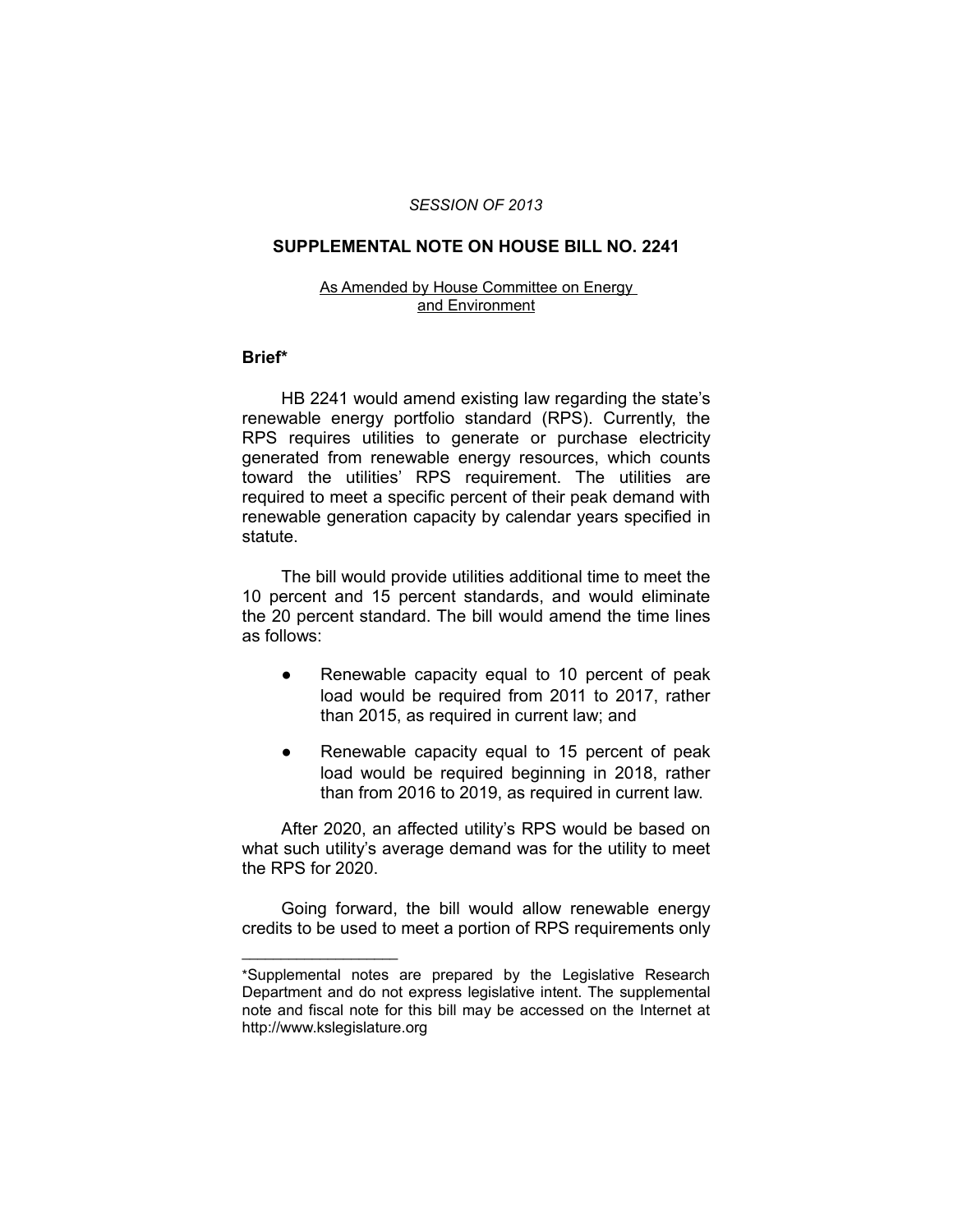*SESSION OF 2013*

## SUPPLEMENTAL NOTE ON HOUSE BILL NO. 2241

As Amended by House Committee on Energy and Environment

### Brief*

HB 2241 would amend existing law regarding the state's renewable energy portfolio standard (RPS). Currently, the RPS requires utilities to generate or purchase electricity generated from renewable energy resources, which counts toward the utilities' RPS requirement. The utilities are required to meet a specific percent of their peak demand with renewable generation capacity by calendar years specified in statute.

The bill would provide utilities additional time to meet the 10 percent and 15 percent standards, and would eliminate the 20 percent standard. The bill would amend the time lines as follows:

- Renewable capacity equal to 10 percent of peak load would be required from 2011 to 2017, rather than 2015, as required in current law; and
- Renewable capacity equal to 15 percent of peak load would be required beginning in 2018, rather than from 2016 to 2019, as required in current law.

After 2020, an affected utility's RPS would be based on what such utility's average demand was for the utility to meet the RPS for 2020.

Going forward, the bill would allow renewable energy credits to be used to meet a portion of RPS requirements only

---

*Supplemental notes are prepared by the Legislative Research Department and do not express legislative intent. The supplemental note and fiscal note for this bill may be accessed on the Internet at http://www.kslegislature.org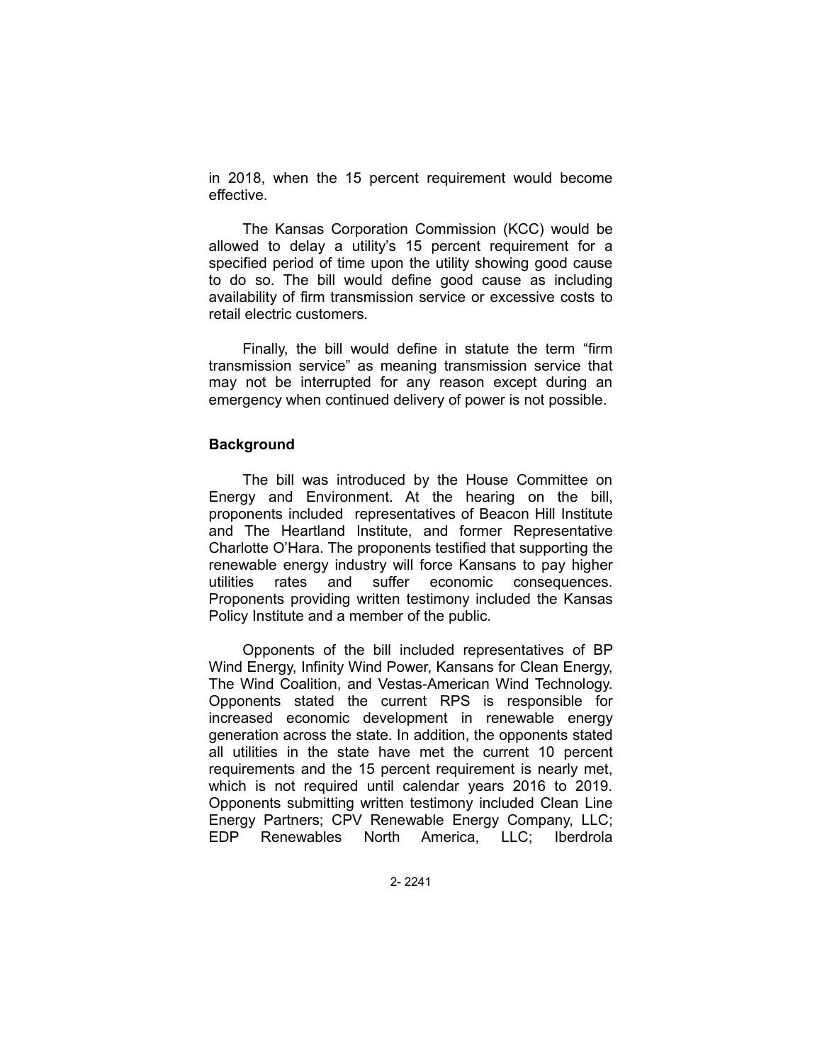in 2018, when the 15 percent requirement would become effective.

The Kansas Corporation Commission (KCC) would be allowed to delay a utility's 15 percent requirement for a specified period of time upon the utility showing good cause to do so. The bill would define good cause as including availability of firm transmission service or excessive costs to retail electric customers.

Finally, the bill would define in statute the term "firm transmission service" as meaning transmission service that may not be interrupted for any reason except during an emergency when continued delivery of power is not possible.

## Background

The bill was introduced by the House Committee on Energy and Environment. At the hearing on the bill, proponents included representatives of Beacon Hill Institute and The Heartland Institute, and former Representative Charlotte O'Hara. The proponents testified that supporting the renewable energy industry will force Kansans to pay higher utilities rates and suffer economic consequences. Proponents providing written testimony included the Kansas Policy Institute and a member of the public.

Opponents of the bill included representatives of BP Wind Energy, Infinity Wind Power, Kansans for Clean Energy, The Wind Coalition, and Vestas-American Wind Technology. Opponents stated the current RPS is responsible for increased economic development in renewable energy generation across the state. In addition, the opponents stated all utilities in the state have met the current 10 percent requirements and the 15 percent requirement is nearly met, which is not required until calendar years 2016 to 2019. Opponents submitting written testimony included Clean Line Energy Partners; CPV Renewable Energy Company, LLC; EDP Renewables North America, LLC; Iberdrola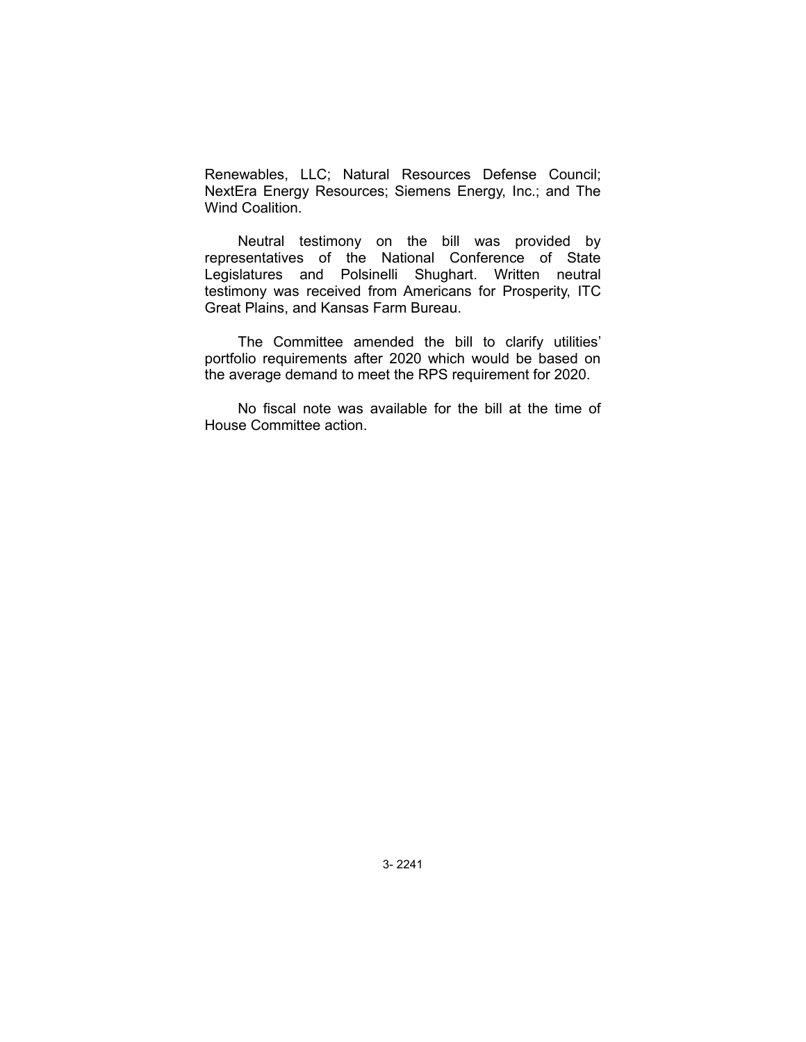Renewables, LLC; Natural Resources Defense Council; NextEra Energy Resources; Siemens Energy, Inc.; and The Wind Coalition.

Neutral testimony on the bill was provided by representatives of the National Conference of State Legislatures and Polsinelli Shughart. Written neutral testimony was received from Americans for Prosperity, ITC Great Plains, and Kansas Farm Bureau.

The Committee amended the bill to clarify utilities' portfolio requirements after 2020 which would be based on the average demand to meet the RPS requirement for 2020.

No fiscal note was available for the bill at the time of House Committee action.